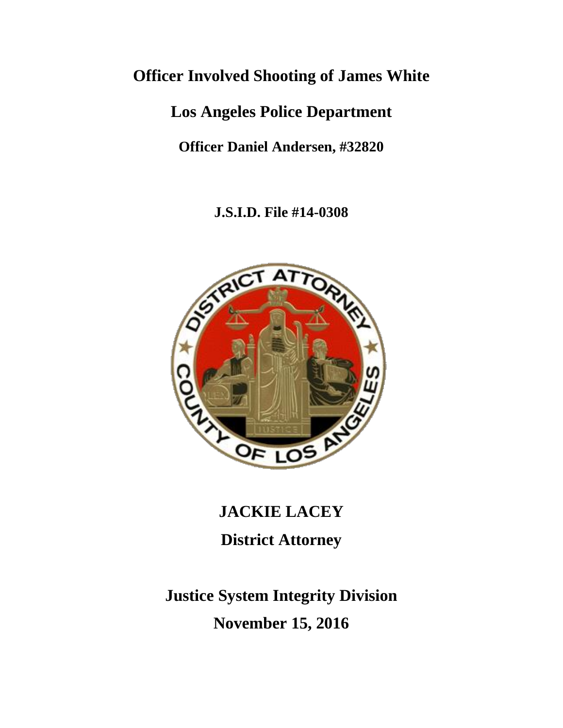# Officer Involved Shooting of James White

## Los Angeles Police Department

### Officer Daniel Andersen, #32820

### J.S.I.D. File #14-0308

## JACKIE LACEY

## District Attorney

## Justice System Integrity Division

## November 15, 2016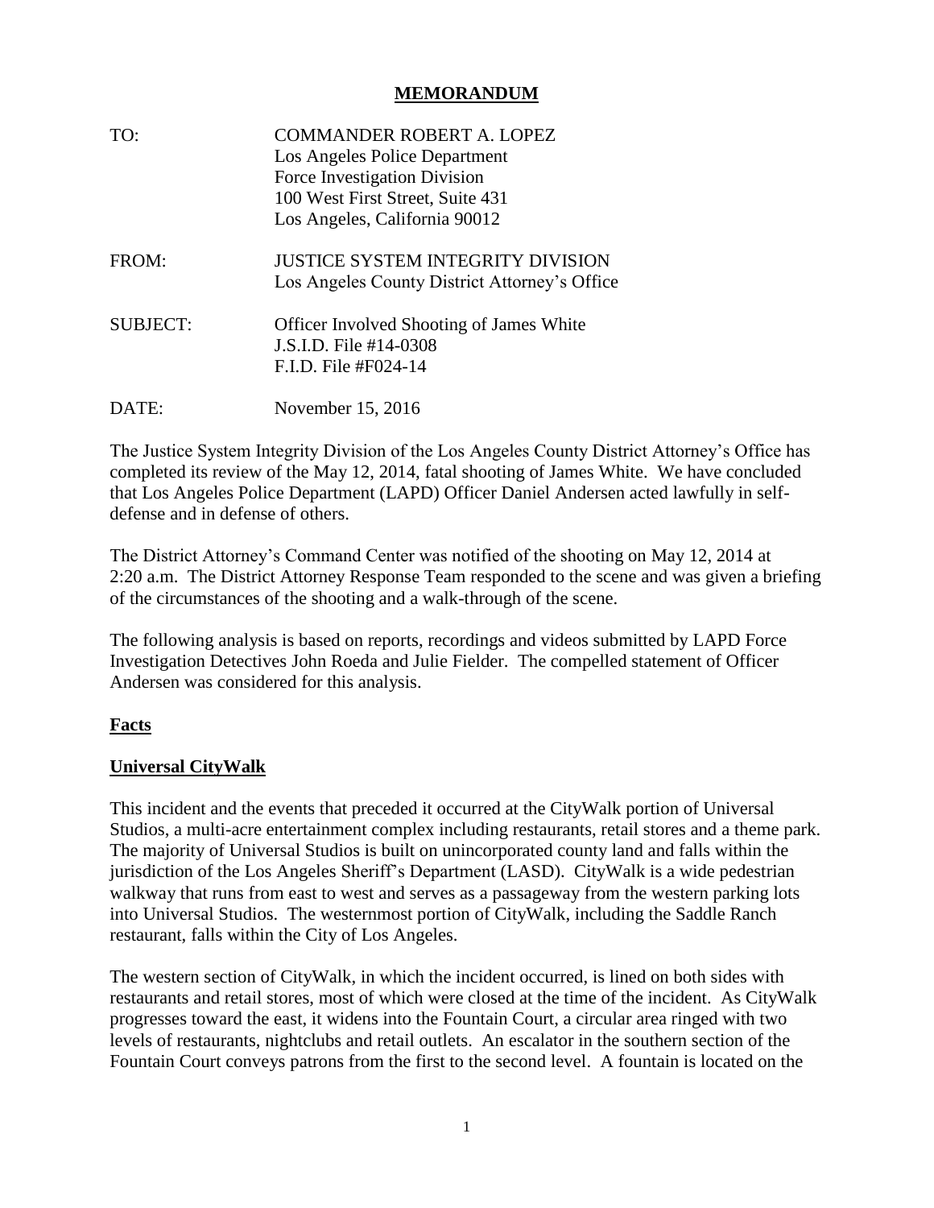# MEMORANDUM

| | |
|---|---|
| TO: | COMMANDER ROBERT A. LOPEZ<br>Los Angeles Police Department<br>Force Investigation Division<br>100 West First Street, Suite 431<br>Los Angeles, California 90012 |
| FROM: | JUSTICE SYSTEM INTEGRITY DIVISION<br>Los Angeles County District Attorney's Office |
| SUBJECT: | Officer Involved Shooting of James White<br>J.S.I.D. File #14-0308<br>F.I.D. File #F024-14 |
| DATE: | November 15, 2016 |

The Justice System Integrity Division of the Los Angeles County District Attorney's Office has completed its review of the May 12, 2014, fatal shooting of James White. We have concluded that Los Angeles Police Department (LAPD) Officer Daniel Andersen acted lawfully in self-defense and in defense of others.

The District Attorney's Command Center was notified of the shooting on May 12, 2014 at 2:20 a.m. The District Attorney Response Team responded to the scene and was given a briefing of the circumstances of the shooting and a walk-through of the scene.

The following analysis is based on reports, recordings and videos submitted by LAPD Force Investigation Detectives John Roeda and Julie Fielder. The compelled statement of Officer Andersen was considered for this analysis.

## Facts

### Universal CityWalk

This incident and the events that preceded it occurred at the CityWalk portion of Universal Studios, a multi-acre entertainment complex including restaurants, retail stores and a theme park. The majority of Universal Studios is built on unincorporated county land and falls within the jurisdiction of the Los Angeles Sheriff's Department (LASD). CityWalk is a wide pedestrian walkway that runs from east to west and serves as a passageway from the western parking lots into Universal Studios. The westernmost portion of CityWalk, including the Saddle Ranch restaurant, falls within the City of Los Angeles.

The western section of CityWalk, in which the incident occurred, is lined on both sides with restaurants and retail stores, most of which were closed at the time of the incident. As CityWalk progresses toward the east, it widens into the Fountain Court, a circular area ringed with two levels of restaurants, nightclubs and retail outlets. An escalator in the southern section of the Fountain Court conveys patrons from the first to the second level. A fountain is located on the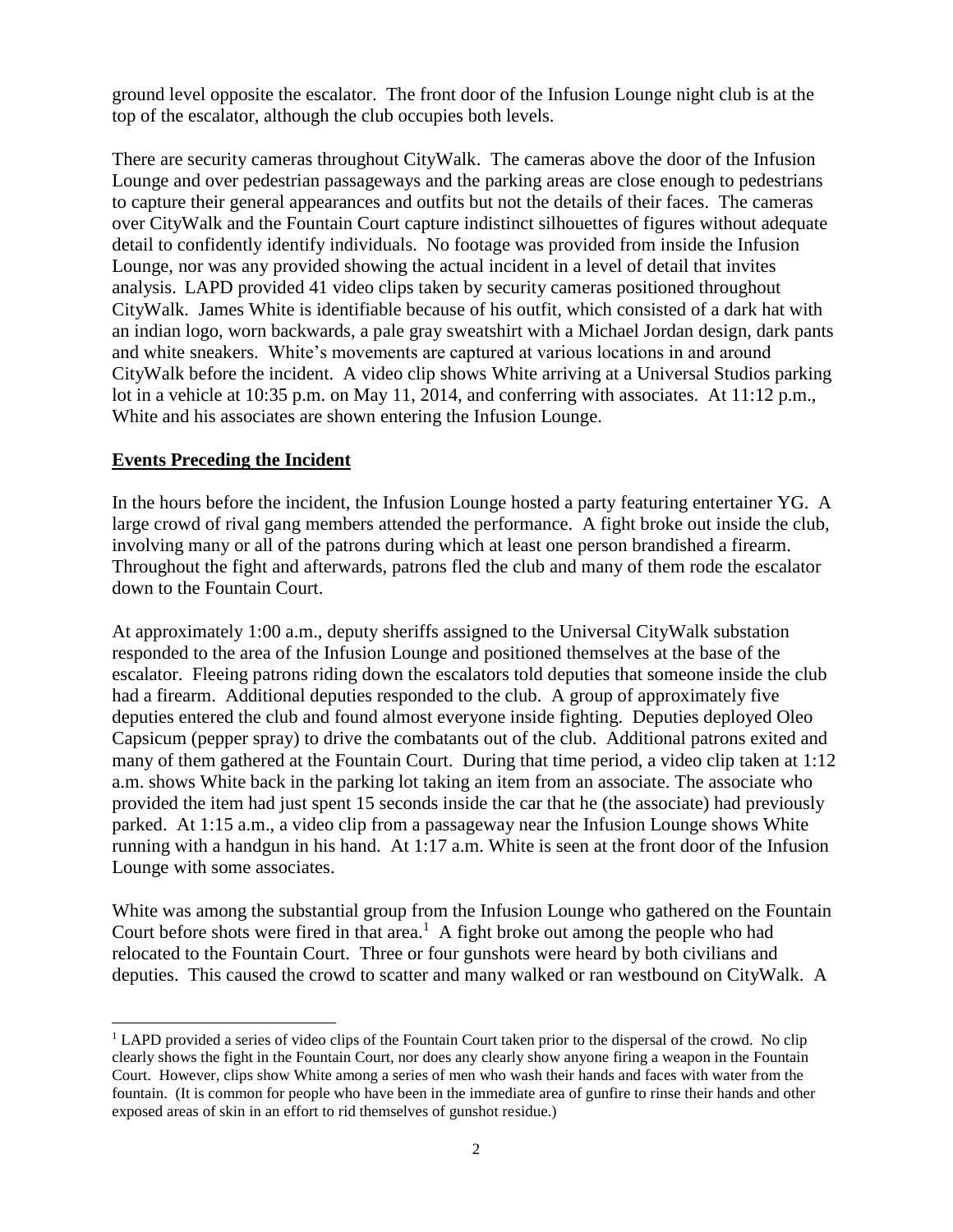ground level opposite the escalator. The front door of the Infusion Lounge night club is at the top of the escalator, although the club occupies both levels.

There are security cameras throughout CityWalk. The cameras above the door of the Infusion Lounge and over pedestrian passageways and the parking areas are close enough to pedestrians to capture their general appearances and outfits but not the details of their faces. The cameras over CityWalk and the Fountain Court capture indistinct silhouettes of figures without adequate detail to confidently identify individuals. No footage was provided from inside the Infusion Lounge, nor was any provided showing the actual incident in a level of detail that invites analysis. LAPD provided 41 video clips taken by security cameras positioned throughout CityWalk. James White is identifiable because of his outfit, which consisted of a dark hat with an indian logo, worn backwards, a pale gray sweatshirt with a Michael Jordan design, dark pants and white sneakers. White's movements are captured at various locations in and around CityWalk before the incident. A video clip shows White arriving at a Universal Studios parking lot in a vehicle at 10:35 p.m. on May 11, 2014, and conferring with associates. At 11:12 p.m., White and his associates are shown entering the Infusion Lounge.

## Events Preceding the Incident

In the hours before the incident, the Infusion Lounge hosted a party featuring entertainer YG. A large crowd of rival gang members attended the performance. A fight broke out inside the club, involving many or all of the patrons during which at least one person brandished a firearm. Throughout the fight and afterwards, patrons fled the club and many of them rode the escalator down to the Fountain Court.

At approximately 1:00 a.m., deputy sheriffs assigned to the Universal CityWalk substation responded to the area of the Infusion Lounge and positioned themselves at the base of the escalator. Fleeing patrons riding down the escalators told deputies that someone inside the club had a firearm. Additional deputies responded to the club. A group of approximately five deputies entered the club and found almost everyone inside fighting. Deputies deployed Oleo Capsicum (pepper spray) to drive the combatants out of the club. Additional patrons exited and many of them gathered at the Fountain Court. During that time period, a video clip taken at 1:12 a.m. shows White back in the parking lot taking an item from an associate. The associate who provided the item had just spent 15 seconds inside the car that he (the associate) had previously parked. At 1:15 a.m., a video clip from a passageway near the Infusion Lounge shows White running with a handgun in his hand. At 1:17 a.m. White is seen at the front door of the Infusion Lounge with some associates.

White was among the substantial group from the Infusion Lounge who gathered on the Fountain Court before shots were fired in that area.[1] A fight broke out among the people who had relocated to the Fountain Court. Three or four gunshots were heard by both civilians and deputies. This caused the crowd to scatter and many walked or ran westbound on CityWalk. A

---

[1] LAPD provided a series of video clips of the Fountain Court taken prior to the dispersal of the crowd. No clip clearly shows the fight in the Fountain Court, nor does any clearly show anyone firing a weapon in the Fountain Court. However, clips show White among a series of men who wash their hands and faces with water from the fountain. (It is common for people who have been in the immediate area of gunfire to rinse their hands and other exposed areas of skin in an effort to rid themselves of gunshot residue.)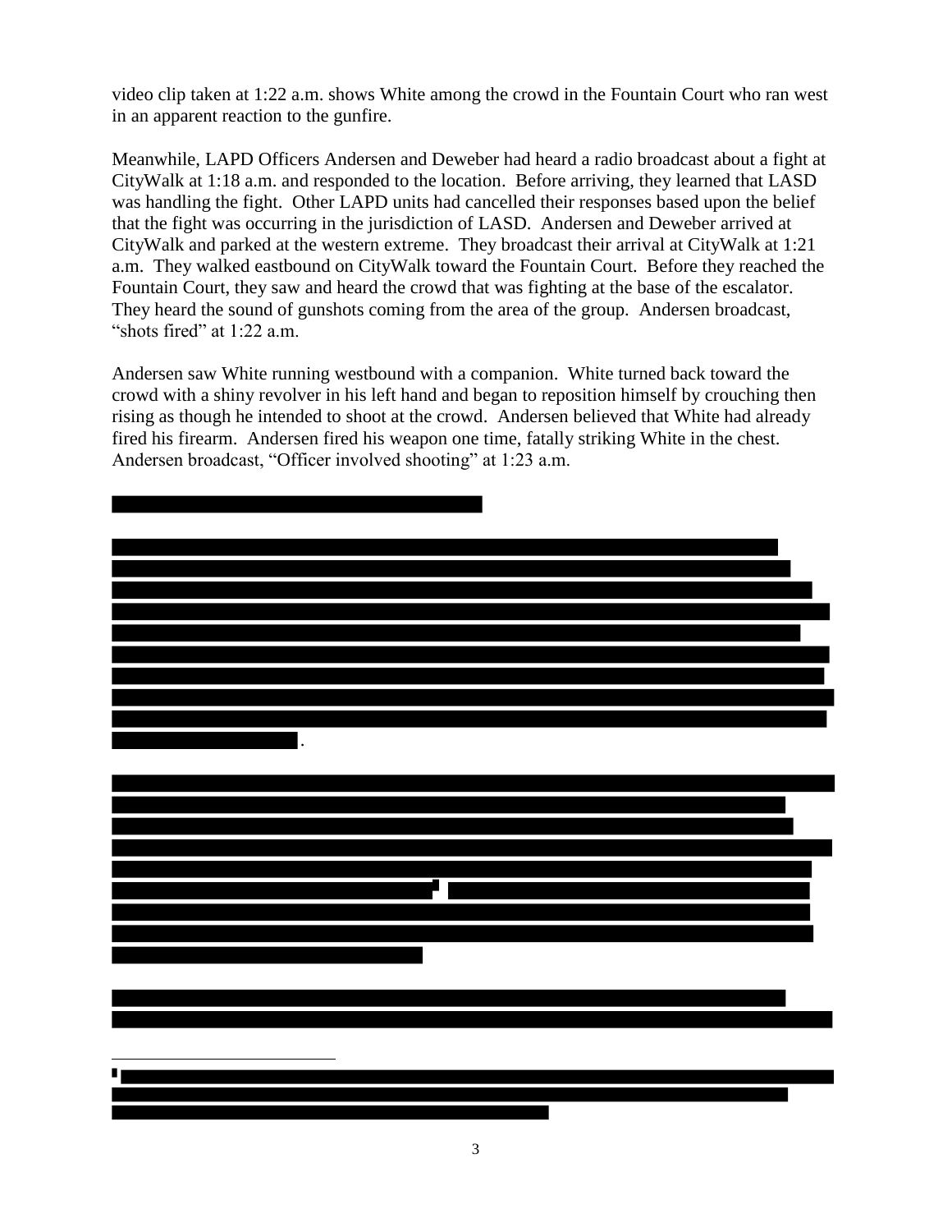video clip taken at 1:22 a.m. shows White among the crowd in the Fountain Court who ran west in an apparent reaction to the gunfire.

Meanwhile, LAPD Officers Andersen and Deweber had heard a radio broadcast about a fight at CityWalk at 1:18 a.m. and responded to the location. Before arriving, they learned that LASD was handling the fight. Other LAPD units had cancelled their responses based upon the belief that the fight was occurring in the jurisdiction of LASD. Andersen and Deweber arrived at CityWalk and parked at the western extreme. They broadcast their arrival at CityWalk at 1:21 a.m. They walked eastbound on CityWalk toward the Fountain Court. Before they reached the Fountain Court, they saw and heard the crowd that was fighting at the base of the escalator. They heard the sound of gunshots coming from the area of the group. Andersen broadcast, "shots fired" at 1:22 a.m.

Andersen saw White running westbound with a companion. White turned back toward the crowd with a shiny revolver in his left hand and began to reposition himself by crouching then rising as though he intended to shoot at the crowd. Andersen believed that White had already fired his firearm. Andersen fired his weapon one time, fatally striking White in the chest. Andersen broadcast, "Officer involved shooting" at 1:23 a.m.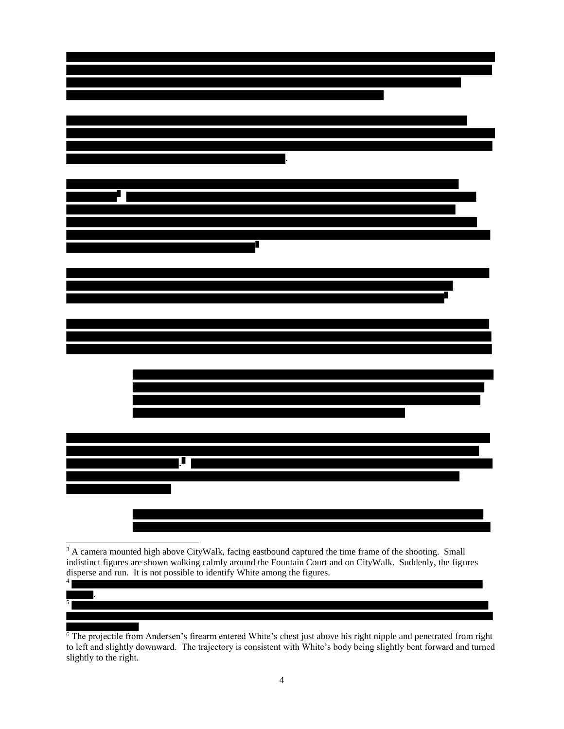[3] A camera mounted high above CityWalk, facing eastbound captured the time frame of the shooting. Small indistinct figures are shown walking calmly around the Fountain Court and on CityWalk. Suddenly, the figures disperse and run. It is not possible to identify White among the figures.

[6] The projectile from Andersen's firearm entered White's chest just above his right nipple and penetrated from right to left and slightly downward. The trajectory is consistent with White's body being slightly bent forward and turned slightly to the right.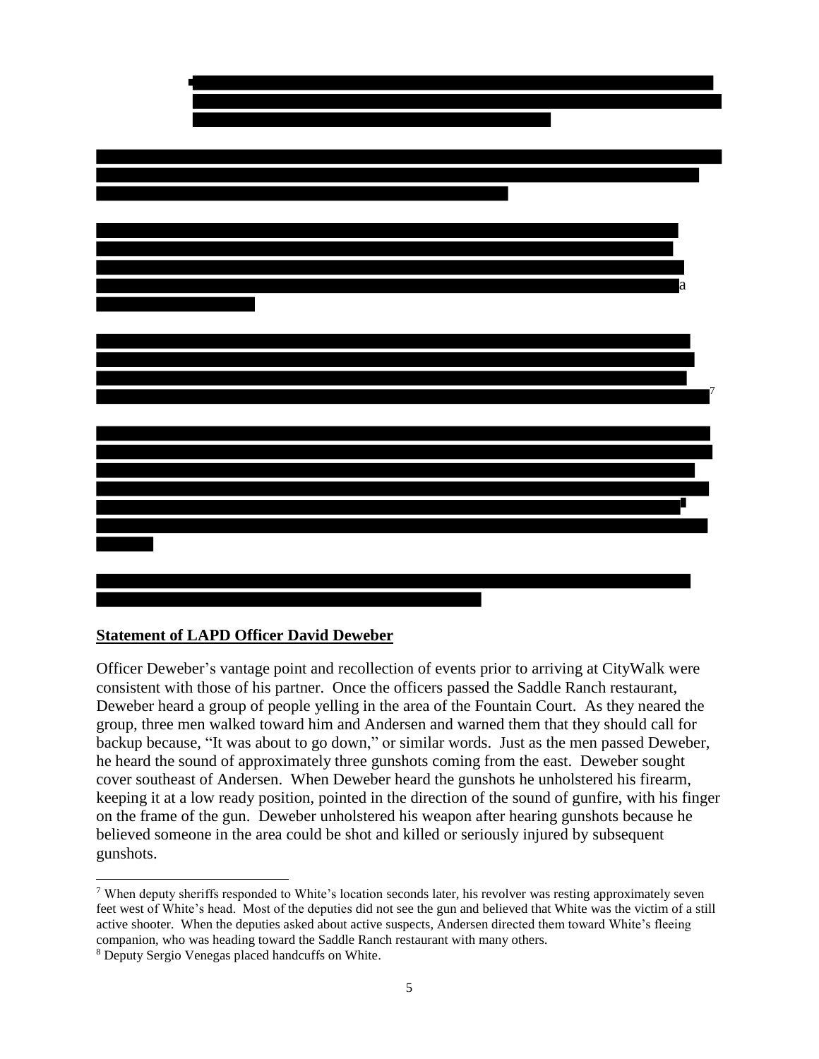a

[7]

**Statement of LAPD Officer David Deweber**

Officer Deweber's vantage point and recollection of events prior to arriving at CityWalk were consistent with those of his partner. Once the officers passed the Saddle Ranch restaurant, Deweber heard a group of people yelling in the area of the Fountain Court. As they neared the group, three men walked toward him and Andersen and warned them that they should call for backup because, "It was about to go down," or similar words. Just as the men passed Deweber, he heard the sound of approximately three gunshots coming from the east. Deweber sought cover southeast of Andersen. When Deweber heard the gunshots he unholstered his firearm, keeping it at a low ready position, pointed in the direction of the sound of gunfire, with his finger on the frame of the gun. Deweber unholstered his weapon after hearing gunshots because he believed someone in the area could be shot and killed or seriously injured by subsequent gunshots.

---

[7] When deputy sheriffs responded to White's location seconds later, his revolver was resting approximately seven feet west of White's head. Most of the deputies did not see the gun and believed that White was the victim of a still active shooter. When the deputies asked about active suspects, Andersen directed them toward White's fleeing companion, who was heading toward the Saddle Ranch restaurant with many others.

[8] Deputy Sergio Venegas placed handcuffs on White.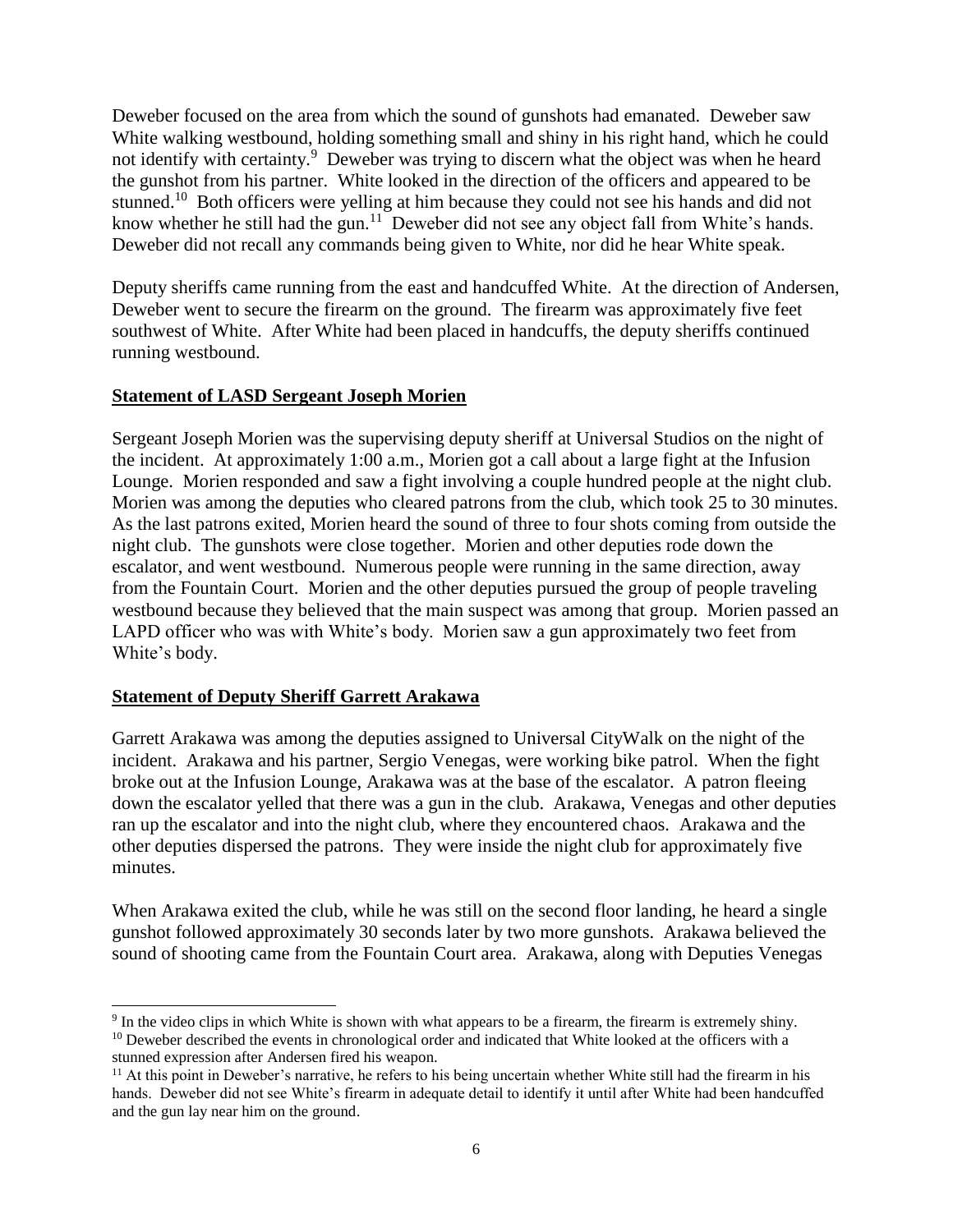Deweber focused on the area from which the sound of gunshots had emanated. Deweber saw White walking westbound, holding something small and shiny in his right hand, which he could not identify with certainty.[9] Deweber was trying to discern what the object was when he heard the gunshot from his partner. White looked in the direction of the officers and appeared to be stunned.[10] Both officers were yelling at him because they could not see his hands and did not know whether he still had the gun.[11] Deweber did not see any object fall from White's hands. Deweber did not recall any commands being given to White, nor did he hear White speak.

Deputy sheriffs came running from the east and handcuffed White. At the direction of Andersen, Deweber went to secure the firearm on the ground. The firearm was approximately five feet southwest of White. After White had been placed in handcuffs, the deputy sheriffs continued running westbound.

**Statement of LASD Sergeant Joseph Morien**

Sergeant Joseph Morien was the supervising deputy sheriff at Universal Studios on the night of the incident. At approximately 1:00 a.m., Morien got a call about a large fight at the Infusion Lounge. Morien responded and saw a fight involving a couple hundred people at the night club. Morien was among the deputies who cleared patrons from the club, which took 25 to 30 minutes. As the last patrons exited, Morien heard the sound of three to four shots coming from outside the night club. The gunshots were close together. Morien and other deputies rode down the escalator, and went westbound. Numerous people were running in the same direction, away from the Fountain Court. Morien and the other deputies pursued the group of people traveling westbound because they believed that the main suspect was among that group. Morien passed an LAPD officer who was with White's body. Morien saw a gun approximately two feet from White's body.

**Statement of Deputy Sheriff Garrett Arakawa**

Garrett Arakawa was among the deputies assigned to Universal CityWalk on the night of the incident. Arakawa and his partner, Sergio Venegas, were working bike patrol. When the fight broke out at the Infusion Lounge, Arakawa was at the base of the escalator. A patron fleeing down the escalator yelled that there was a gun in the club. Arakawa, Venegas and other deputies ran up the escalator and into the night club, where they encountered chaos. Arakawa and the other deputies dispersed the patrons. They were inside the night club for approximately five minutes.

When Arakawa exited the club, while he was still on the second floor landing, he heard a single gunshot followed approximately 30 seconds later by two more gunshots. Arakawa believed the sound of shooting came from the Fountain Court area. Arakawa, along with Deputies Venegas

---

[9] In the video clips in which White is shown with what appears to be a firearm, the firearm is extremely shiny.

[10] Deweber described the events in chronological order and indicated that White looked at the officers with a stunned expression after Andersen fired his weapon.

[11] At this point in Deweber's narrative, he refers to his being uncertain whether White still had the firearm in his hands. Deweber did not see White's firearm in adequate detail to identify it until after White had been handcuffed and the gun lay near him on the ground.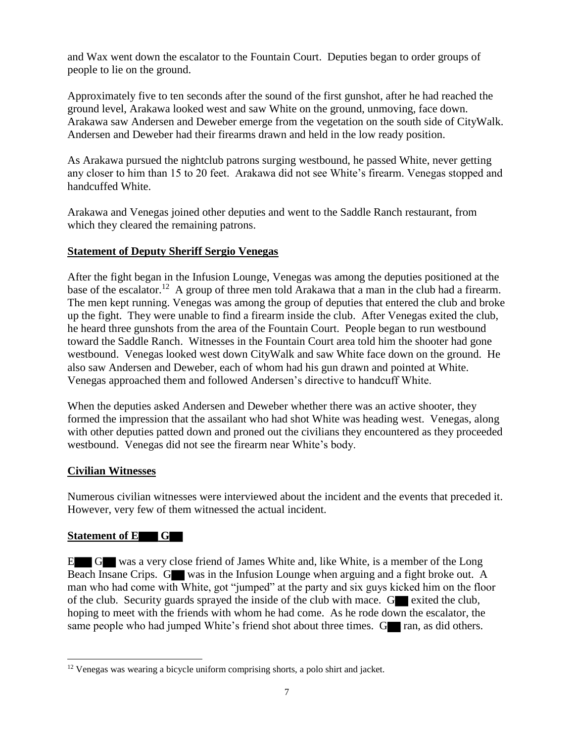and Wax went down the escalator to the Fountain Court. Deputies began to order groups of people to lie on the ground.

Approximately five to ten seconds after the sound of the first gunshot, after he had reached the ground level, Arakawa looked west and saw White on the ground, unmoving, face down. Arakawa saw Andersen and Deweber emerge from the vegetation on the south side of CityWalk. Andersen and Deweber had their firearms drawn and held in the low ready position.

As Arakawa pursued the nightclub patrons surging westbound, he passed White, never getting any closer to him than 15 to 20 feet. Arakawa did not see White's firearm. Venegas stopped and handcuffed White.

Arakawa and Venegas joined other deputies and went to the Saddle Ranch restaurant, from which they cleared the remaining patrons.

## Statement of Deputy Sheriff Sergio Venegas

After the fight began in the Infusion Lounge, Venegas was among the deputies positioned at the base of the escalator.[12] A group of three men told Arakawa that a man in the club had a firearm. The men kept running. Venegas was among the group of deputies that entered the club and broke up the fight. They were unable to find a firearm inside the club. After Venegas exited the club, he heard three gunshots from the area of the Fountain Court. People began to run westbound toward the Saddle Ranch. Witnesses in the Fountain Court area told him the shooter had gone westbound. Venegas looked west down CityWalk and saw White face down on the ground. He also saw Andersen and Deweber, each of whom had his gun drawn and pointed at White. Venegas approached them and followed Andersen's directive to handcuff White.

When the deputies asked Andersen and Deweber whether there was an active shooter, they formed the impression that the assailant who had shot White was heading west. Venegas, along with other deputies patted down and proned out the civilians they encountered as they proceeded westbound. Venegas did not see the firearm near White's body.

## Civilian Witnesses

Numerous civilian witnesses were interviewed about the incident and the events that preceded it. However, very few of them witnessed the actual incident.

## Statement of E█ G█

E█ G█ was a very close friend of James White and, like White, is a member of the Long Beach Insane Crips. G█ was in the Infusion Lounge when arguing and a fight broke out. A man who had come with White, got "jumped" at the party and six guys kicked him on the floor of the club. Security guards sprayed the inside of the club with mace. G█ exited the club, hoping to meet with the friends with whom he had come. As he rode down the escalator, the same people who had jumped White's friend shot about three times. G█ ran, as did others.

---

[12] Venegas was wearing a bicycle uniform comprising shorts, a polo shirt and jacket.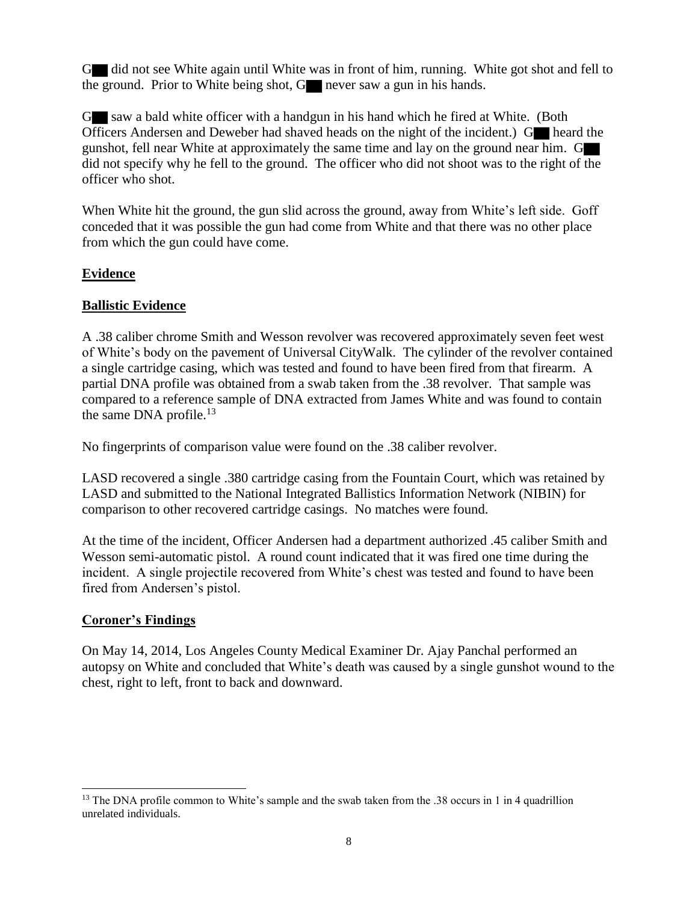G██ did not see White again until White was in front of him, running. White got shot and fell to the ground. Prior to White being shot, G██ never saw a gun in his hands.

G██ saw a bald white officer with a handgun in his hand which he fired at White. (Both Officers Andersen and Deweber had shaved heads on the night of the incident.) G██ heard the gunshot, fell near White at approximately the same time and lay on the ground near him. G██ did not specify why he fell to the ground. The officer who did not shoot was to the right of the officer who shot.

When White hit the ground, the gun slid across the ground, away from White's left side. Goff conceded that it was possible the gun had come from White and that there was no other place from which the gun could have come.

## **Evidence**

### **Ballistic Evidence**

A .38 caliber chrome Smith and Wesson revolver was recovered approximately seven feet west of White's body on the pavement of Universal CityWalk. The cylinder of the revolver contained a single cartridge casing, which was tested and found to have been fired from that firearm. A partial DNA profile was obtained from a swab taken from the .38 revolver. That sample was compared to a reference sample of DNA extracted from James White and was found to contain the same DNA profile.[13]

No fingerprints of comparison value were found on the .38 caliber revolver.

LASD recovered a single .380 cartridge casing from the Fountain Court, which was retained by LASD and submitted to the National Integrated Ballistics Information Network (NIBIN) for comparison to other recovered cartridge casings. No matches were found.

At the time of the incident, Officer Andersen had a department authorized .45 caliber Smith and Wesson semi-automatic pistol. A round count indicated that it was fired one time during the incident. A single projectile recovered from White's chest was tested and found to have been fired from Andersen's pistol.

### **Coroner's Findings**

On May 14, 2014, Los Angeles County Medical Examiner Dr. Ajay Panchal performed an autopsy on White and concluded that White's death was caused by a single gunshot wound to the chest, right to left, front to back and downward.

---

[13] The DNA profile common to White's sample and the swab taken from the .38 occurs in 1 in 4 quadrillion unrelated individuals.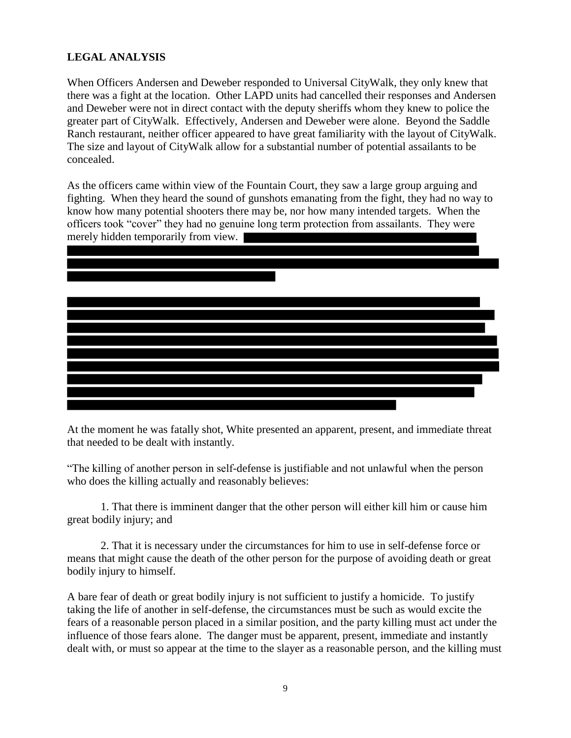## LEGAL ANALYSIS

When Officers Andersen and Deweber responded to Universal CityWalk, they only knew that there was a fight at the location. Other LAPD units had cancelled their responses and Andersen and Deweber were not in direct contact with the deputy sheriffs whom they knew to police the greater part of CityWalk. Effectively, Andersen and Deweber were alone. Beyond the Saddle Ranch restaurant, neither officer appeared to have great familiarity with the layout of CityWalk. The size and layout of CityWalk allow for a substantial number of potential assailants to be concealed.

As the officers came within view of the Fountain Court, they saw a large group arguing and fighting. When they heard the sound of gunshots emanating from the fight, they had no way to know how many potential shooters there may be, nor how many intended targets. When the officers took "cover" they had no genuine long term protection from assailants. They were merely hidden temporarily from view.

At the moment he was fatally shot, White presented an apparent, present, and immediate threat that needed to be dealt with instantly.

"The killing of another person in self-defense is justifiable and not unlawful when the person who does the killing actually and reasonably believes:

1. That there is imminent danger that the other person will either kill him or cause him great bodily injury; and

2. That it is necessary under the circumstances for him to use in self-defense force or means that might cause the death of the other person for the purpose of avoiding death or great bodily injury to himself.

A bare fear of death or great bodily injury is not sufficient to justify a homicide. To justify taking the life of another in self-defense, the circumstances must be such as would excite the fears of a reasonable person placed in a similar position, and the party killing must act under the influence of those fears alone. The danger must be apparent, present, immediate and instantly dealt with, or must so appear at the time to the slayer as a reasonable person, and the killing must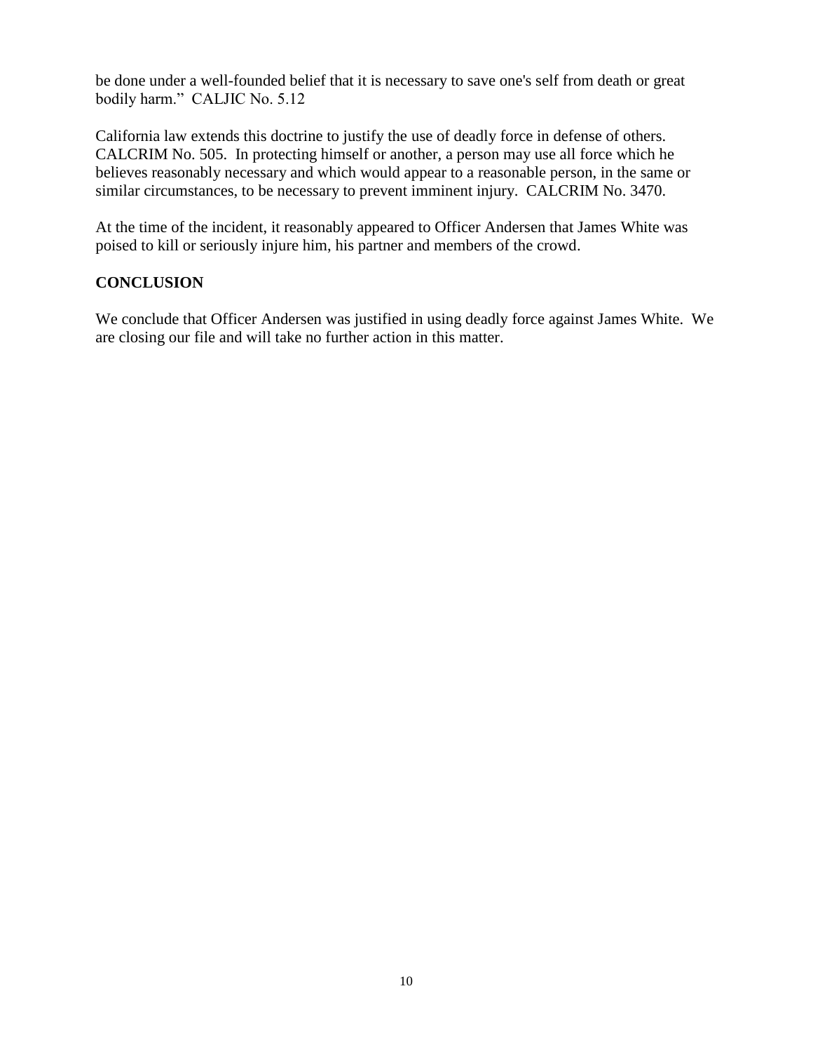be done under a well-founded belief that it is necessary to save one's self from death or great bodily harm." CALJIC No. 5.12

California law extends this doctrine to justify the use of deadly force in defense of others. CALCRIM No. 505. In protecting himself or another, a person may use all force which he believes reasonably necessary and which would appear to a reasonable person, in the same or similar circumstances, to be necessary to prevent imminent injury. CALCRIM No. 3470.

At the time of the incident, it reasonably appeared to Officer Andersen that James White was poised to kill or seriously injure him, his partner and members of the crowd.

## CONCLUSION

We conclude that Officer Andersen was justified in using deadly force against James White. We are closing our file and will take no further action in this matter.